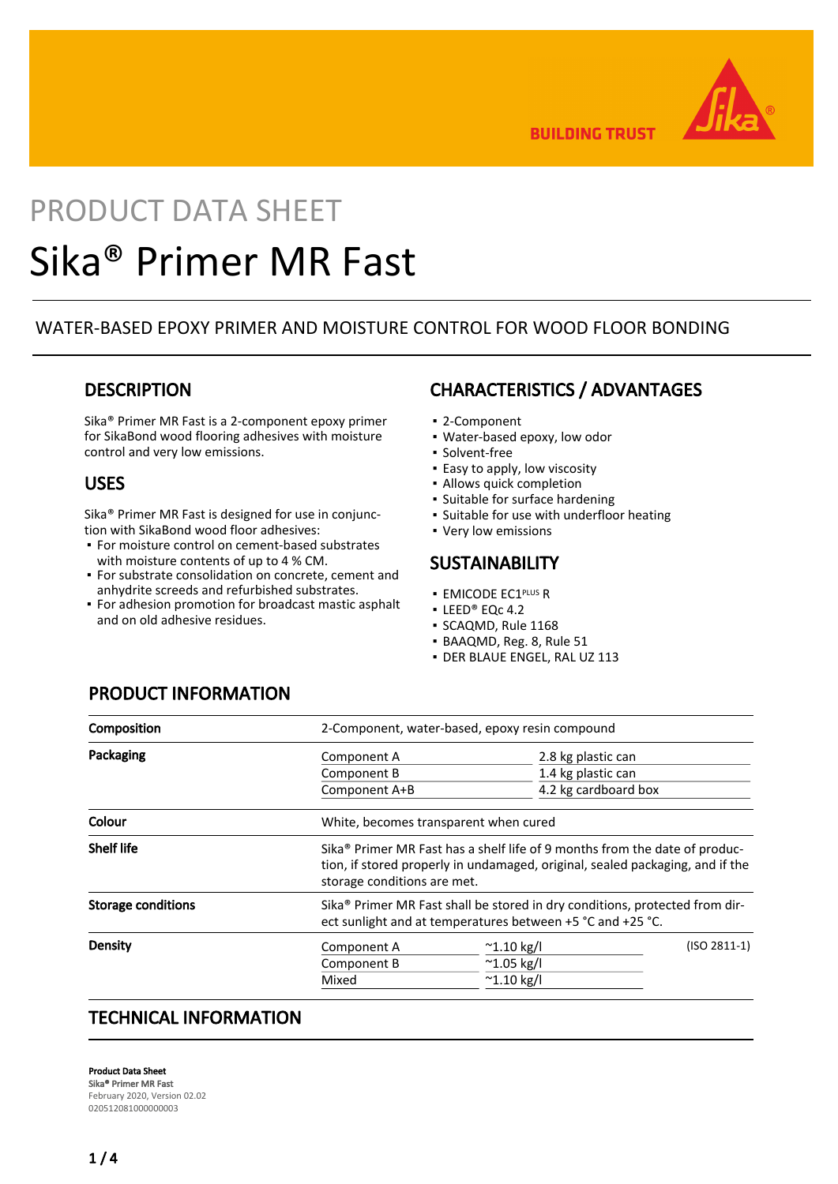PRODUCT DATA SHEET

# Sika® Primer MR Fast

WATER-BASED EPOXY PRIMER AND MOISTURE CONTROL FOR WOOD FLOOR BONDING

## DESCRIPTION

Sika® Primer MR Fast is a 2-component epoxy primer for SikaBond wood flooring adhesives with moisture control and very low emissions.

## USES

Sika® Primer MR Fast is designed for use in conjunction with SikaBond wood floor adhesives:

- For moisture control on cement-based substrates with moisture contents of up to 4 % CM.
- For substrate consolidation on concrete, cement and anhydrite screeds and refurbished substrates.
- For adhesion promotion for broadcast mastic asphalt and on old adhesive residues.

## CHARACTERISTICS / ADVANTAGES

- 2-Component
- Water-based epoxy, low odor
- Solvent-free
- Easy to apply, low viscosity
- Allows quick completion
- Suitable for surface hardening
- Suitable for use with underfloor heating
- Very low emissions

## SUSTAINABILITY

- EMICODE EC1PLUS R
- LEED® EQc 4.2
- SCAQMD, Rule 1168
- BAAQMD, Reg. 8, Rule 51
- DER BLAUE ENGEL, RAL UZ 113

## PRODUCT INFORMATION

| | | | |
|---|---|---|---|
| **Composition** | 2-Component, water-based, epoxy resin compound | | |
| **Packaging** | Component A | 2.8 kg plastic can | |
| | Component B | 1.4 kg plastic can | |
| | Component A+B | 4.2 kg cardboard box | |
| **Colour** | White, becomes transparent when cured | | |
| **Shelf life** | Sika® Primer MR Fast has a shelf life of 9 months from the date of production, if stored properly in undamaged, original, sealed packaging, and if the storage conditions are met. | | |
| **Storage conditions** | Sika® Primer MR Fast shall be stored in dry conditions, protected from direct sunlight and at temperatures between +5 °C and +25 °C. | | |
| **Density** | Component A | ~1.10 kg/l | (ISO 2811-1) |
| | Component B | ~1.05 kg/l | |
| | Mixed | ~1.10 kg/l | |

## TECHNICAL INFORMATION

**Product Data Sheet**
Sika® Primer MR Fast
February 2020, Version 02.02
020512081000000003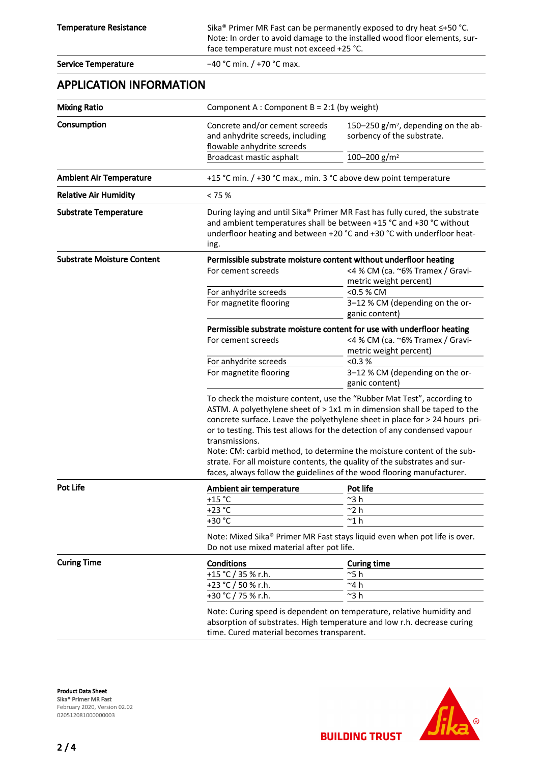| | |
|---|---|
| **Temperature Resistance** | Sika® Primer MR Fast can be permanently exposed to dry heat ≤+50 °C. Note: In order to avoid damage to the installed wood floor elements, surface temperature must not exceed +25 °C. |
| **Service Temperature** | −40 °C min. / +70 °C max. |

## APPLICATION INFORMATION

**Mixing Ratio**

Component A : Component B = 2:1 (by weight)

**Consumption**

| | |
|---|---|
| Concrete and/or cement screeds and anhydrite screeds, including flowable anhydrite screeds | 150–250 g/m², depending on the absorbency of the substrate. |
| Broadcast mastic asphalt | 100–200 g/m² |

**Ambient Air Temperature**

+15 °C min. / +30 °C max., min. 3 °C above dew point temperature

**Relative Air Humidity**

< 75 %

**Substrate Temperature**

During laying and until Sika® Primer MR Fast has fully cured, the substrate and ambient temperatures shall be between +15 °C and +30 °C without underfloor heating and between +20 °C and +30 °C with underfloor heating.

**Substrate Moisture Content**

**Permissible substrate moisture content without underfloor heating**

| | |
|---|---|
| For cement screeds | <4 % CM (ca. ~6% Tramex / Gravimetric weight percent) |
| For anhydrite screeds | <0.5 % CM |
| For magnetite flooring | 3–12 % CM (depending on the organic content) |

**Permissible substrate moisture content for use with underfloor heating**

| | |
|---|---|
| For cement screeds | <4 % CM (ca. ~6% Tramex / Gravimetric weight percent) |
| For anhydrite screeds | <0.3 % |
| For magnetite flooring | 3–12 % CM (depending on the organic content) |

To check the moisture content, use the “Rubber Mat Test”, according to ASTM. A polyethylene sheet of > 1x1 m in dimension shall be taped to the concrete surface. Leave the polyethylene sheet in place for > 24 hours prior to testing. This test allows for the detection of any condensed vapour transmissions.
Note: CM: carbid method, to determine the moisture content of the substrate. For all moisture contents, the quality of the substrates and surfaces, always follow the guidelines of the wood flooring manufacturer.

**Pot Life**

| Ambient air temperature | Pot life |
|---|---|
| +15 °C | ~3 h |
| +23 °C | ~2 h |
| +30 °C | ~1 h |

Note: Mixed Sika® Primer MR Fast stays liquid even when pot life is over. Do not use mixed material after pot life.

**Curing Time**

| Conditions | Curing time |
|---|---|
| +15 °C / 35 % r.h. | ~5 h |
| +23 °C / 50 % r.h. | ~4 h |
| +30 °C / 75 % r.h. | ~3 h |

Note: Curing speed is dependent on temperature, relative humidity and absorption of substrates. High temperature and low r.h. decrease curing time. Cured material becomes transparent.

**Product Data Sheet**
Sika® Primer MR Fast
February 2020, Version 02.02
020512081000000003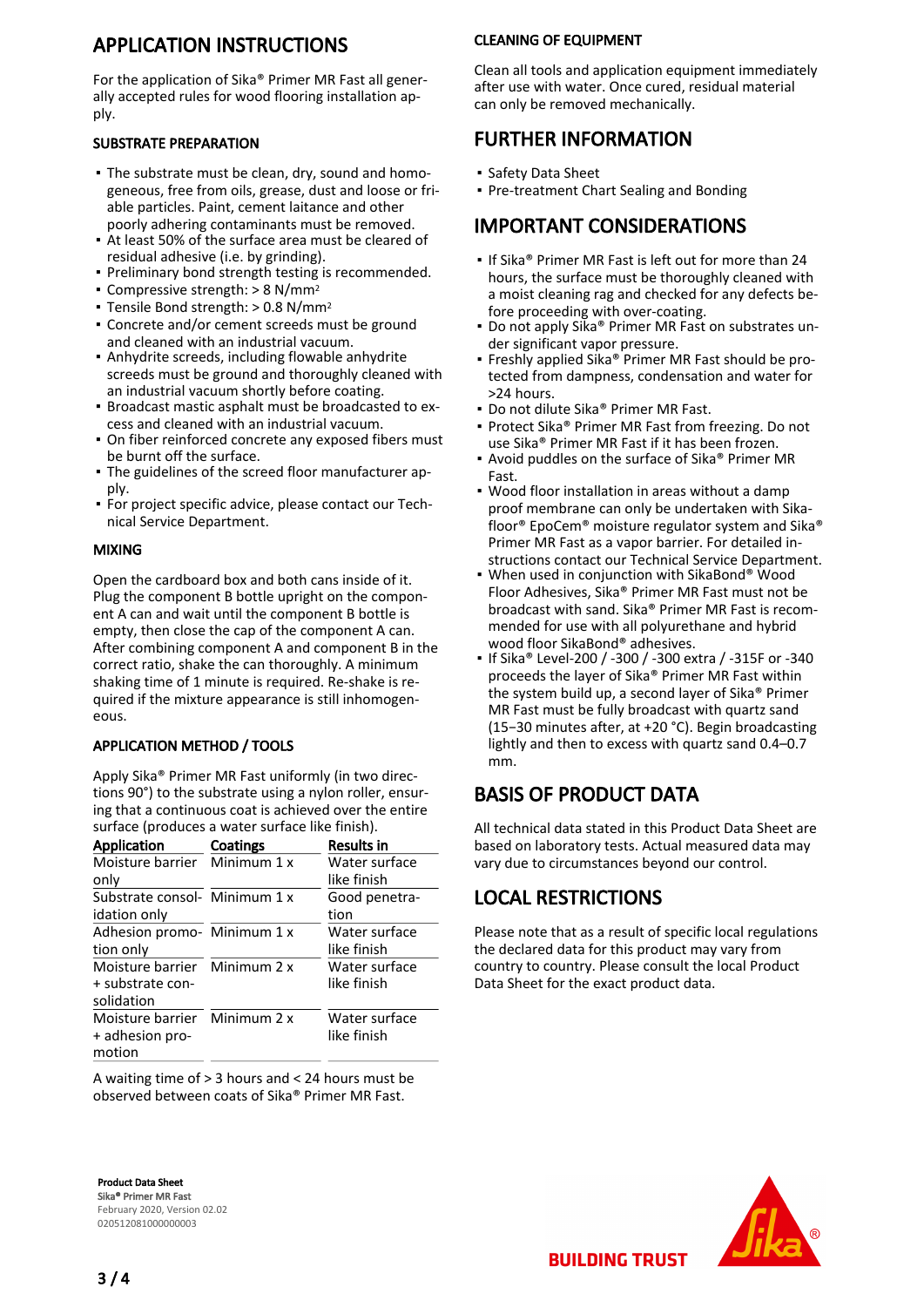# APPLICATION INSTRUCTIONS

For the application of Sika® Primer MR Fast all generally accepted rules for wood flooring installation apply.

## SUBSTRATE PREPARATION

- The substrate must be clean, dry, sound and homogeneous, free from oils, grease, dust and loose or friable particles. Paint, cement laitance and other poorly adhering contaminants must be removed.
- At least 50% of the surface area must be cleared of residual adhesive (i.e. by grinding).
- Preliminary bond strength testing is recommended.
- Compressive strength: > 8 N/mm²
- Tensile Bond strength: > 0.8 N/mm²
- Concrete and/or cement screeds must be ground and cleaned with an industrial vacuum.
- Anhydrite screeds, including flowable anhydrite screeds must be ground and thoroughly cleaned with an industrial vacuum shortly before coating.
- Broadcast mastic asphalt must be broadcasted to excess and cleaned with an industrial vacuum.
- On fiber reinforced concrete any exposed fibers must be burnt off the surface.
- The guidelines of the screed floor manufacturer apply.
- For project specific advice, please contact our Technical Service Department.

## MIXING

Open the cardboard box and both cans inside of it. Plug the component B bottle upright on the component A can and wait until the component B bottle is empty, then close the cap of the component A can. After combining component A and component B in the correct ratio, shake the can thoroughly. A minimum shaking time of 1 minute is required. Re-shake is required if the mixture appearance is still inhomogeneous.

## APPLICATION METHOD / TOOLS

Apply Sika® Primer MR Fast uniformly (in two directions 90°) to the substrate using a nylon roller, ensuring that a continuous coat is achieved over the entire surface (produces a water surface like finish).

| Application | Coatings | Results in |
|---|---|---|
| Moisture barrier only | Minimum 1 x | Water surface like finish |
| Substrate consolidation only | Minimum 1 x | Good penetration |
| Adhesion promotion only | Minimum 1 x | Water surface like finish |
| Moisture barrier + substrate consolidation | Minimum 2 x | Water surface like finish |
| Moisture barrier + adhesion promotion | Minimum 2 x | Water surface like finish |

A waiting time of > 3 hours and < 24 hours must be observed between coats of Sika® Primer MR Fast.

## CLEANING OF EQUIPMENT

Clean all tools and application equipment immediately after use with water. Once cured, residual material can only be removed mechanically.

# FURTHER INFORMATION

- Safety Data Sheet
- Pre-treatment Chart Sealing and Bonding

# IMPORTANT CONSIDERATIONS

- If Sika® Primer MR Fast is left out for more than 24 hours, the surface must be thoroughly cleaned with a moist cleaning rag and checked for any defects before proceeding with over-coating.
- Do not apply Sika® Primer MR Fast on substrates under significant vapor pressure.
- Freshly applied Sika® Primer MR Fast should be protected from dampness, condensation and water for >24 hours.
- Do not dilute Sika® Primer MR Fast.
- Protect Sika® Primer MR Fast from freezing. Do not use Sika® Primer MR Fast if it has been frozen.
- Avoid puddles on the surface of Sika® Primer MR Fast.
- Wood floor installation in areas without a damp proof membrane can only be undertaken with Sikafloor® EpoCem® moisture regulator system and Sika® Primer MR Fast as a vapor barrier. For detailed instructions contact our Technical Service Department.
- When used in conjunction with SikaBond® Wood Floor Adhesives, Sika® Primer MR Fast must not be broadcast with sand. Sika® Primer MR Fast is recommended for use with all polyurethane and hybrid wood floor SikaBond® adhesives.
- If Sika® Level-200 / -300 / -300 extra / -315F or -340 proceeds the layer of Sika® Primer MR Fast within the system build up, a second layer of Sika® Primer MR Fast must be fully broadcast with quartz sand (15−30 minutes after, at +20 °C). Begin broadcasting lightly and then to excess with quartz sand 0.4–0.7 mm.

# BASIS OF PRODUCT DATA

All technical data stated in this Product Data Sheet are based on laboratory tests. Actual measured data may vary due to circumstances beyond our control.

# LOCAL RESTRICTIONS

Please note that as a result of specific local regulations the declared data for this product may vary from country to country. Please consult the local Product Data Sheet for the exact product data.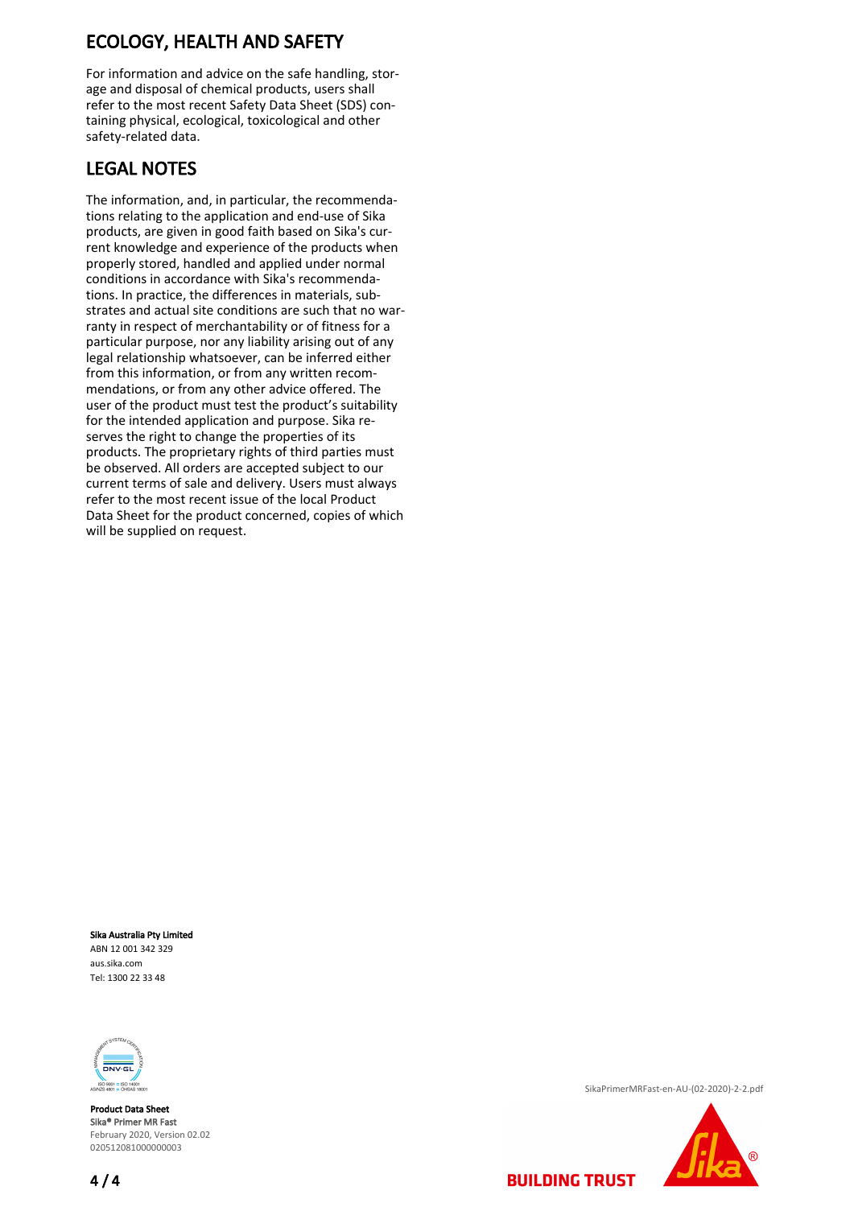## ECOLOGY, HEALTH AND SAFETY

For information and advice on the safe handling, storage and disposal of chemical products, users shall refer to the most recent Safety Data Sheet (SDS) containing physical, ecological, toxicological and other safety-related data.

## LEGAL NOTES

The information, and, in particular, the recommendations relating to the application and end-use of Sika products, are given in good faith based on Sika's current knowledge and experience of the products when properly stored, handled and applied under normal conditions in accordance with Sika's recommendations. In practice, the differences in materials, substrates and actual site conditions are such that no warranty in respect of merchantability or of fitness for a particular purpose, nor any liability arising out of any legal relationship whatsoever, can be inferred either from this information, or from any written recommendations, or from any other advice offered. The user of the product must test the product's suitability for the intended application and purpose. Sika reserves the right to change the properties of its products. The proprietary rights of third parties must be observed. All orders are accepted subject to our current terms of sale and delivery. Users must always refer to the most recent issue of the local Product Data Sheet for the product concerned, copies of which will be supplied on request.

**Sika Australia Pty Limited**
ABN 12 001 342 329
aus.sika.com
Tel: 1300 22 33 48

ISO 9001 = ISO 14001
AS/NZS 4801 = OHSAS 18001

**Product Data Sheet**
Sika® Primer MR Fast
February 2020, Version 02.02
020512081000000003

SikaPrimerMRFast-en-AU-(02-2020)-2-2.pdf